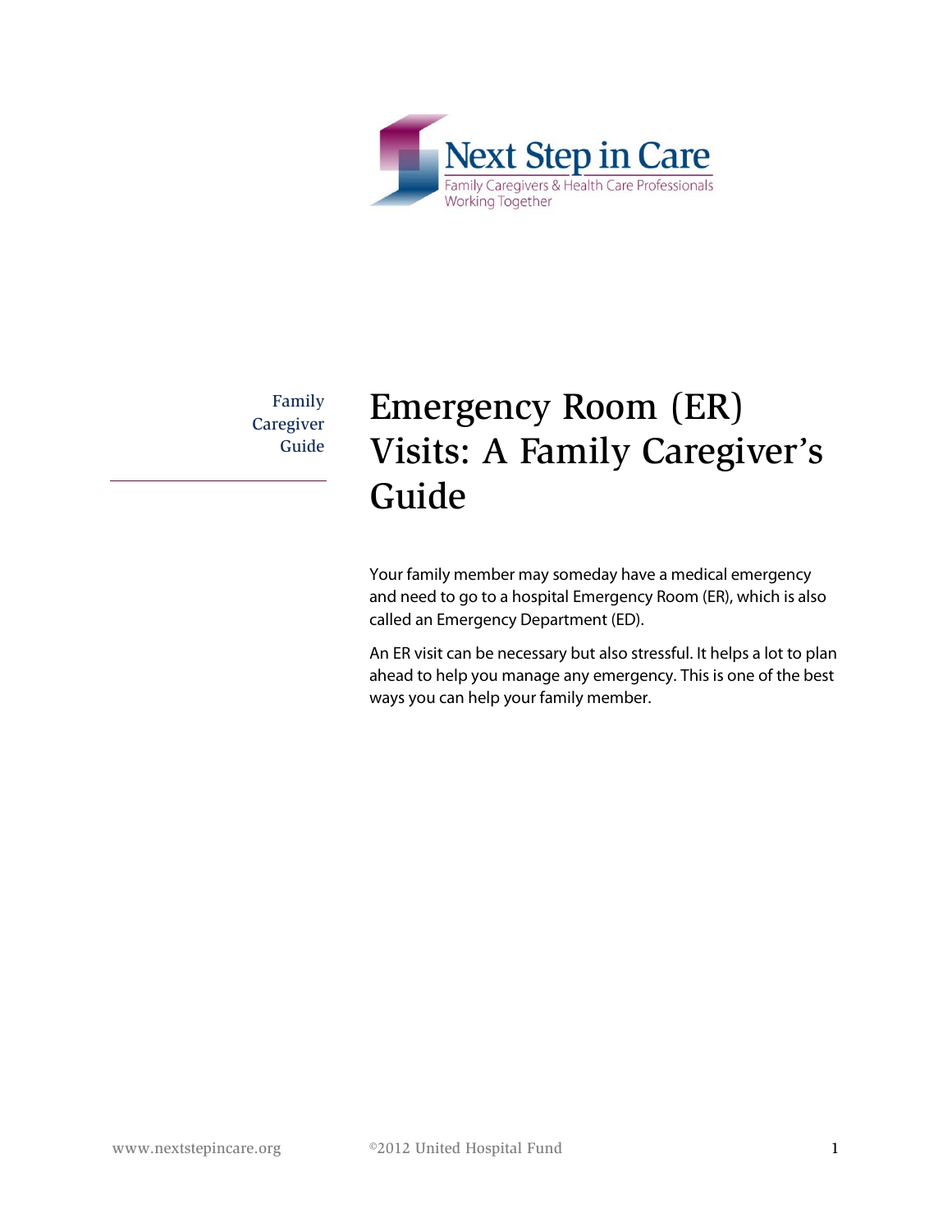Next Step in Care

Family Caregivers & Health Care Professionals Working Together

Family Caregiver Guide

# Emergency Room (ER) Visits: A Family Caregiver's Guide

Your family member may someday have a medical emergency and need to go to a hospital Emergency Room (ER), which is also called an Emergency Department (ED).

An ER visit can be necessary but also stressful. It helps a lot to plan ahead to help you manage any emergency. This is one of the best ways you can help your family member.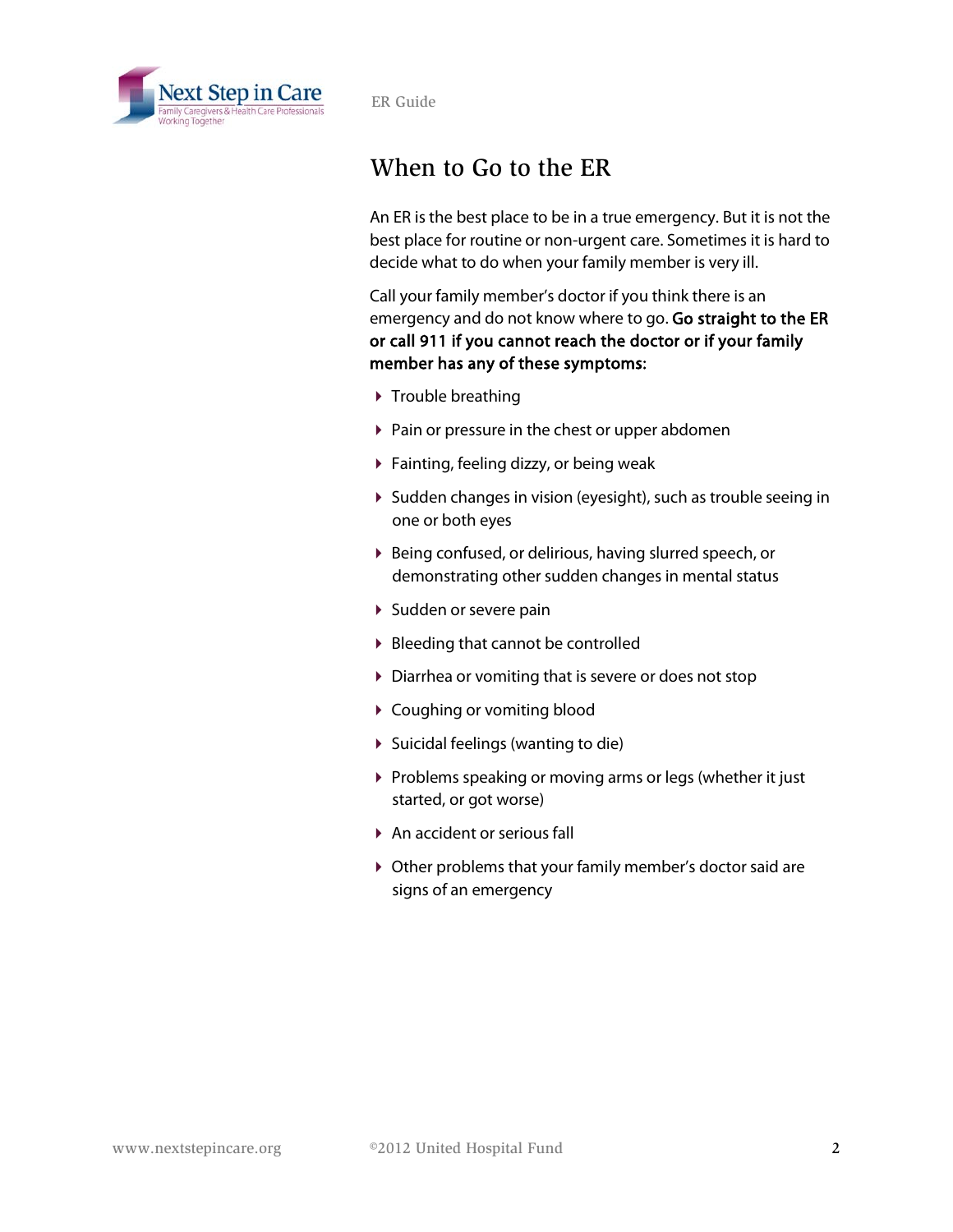# When to Go to the ER

An ER is the best place to be in a true emergency. But it is not the best place for routine or non-urgent care. Sometimes it is hard to decide what to do when your family member is very ill.

Call your family member's doctor if you think there is an emergency and do not know where to go. **Go straight to the ER or call 911 if you cannot reach the doctor or if your family member has any of these symptoms:**

- Trouble breathing
- Pain or pressure in the chest or upper abdomen
- Fainting, feeling dizzy, or being weak
- Sudden changes in vision (eyesight), such as trouble seeing in one or both eyes
- Being confused, or delirious, having slurred speech, or demonstrating other sudden changes in mental status
- Sudden or severe pain
- Bleeding that cannot be controlled
- Diarrhea or vomiting that is severe or does not stop
- Coughing or vomiting blood
- Suicidal feelings (wanting to die)
- Problems speaking or moving arms or legs (whether it just started, or got worse)
- An accident or serious fall
- Other problems that your family member's doctor said are signs of an emergency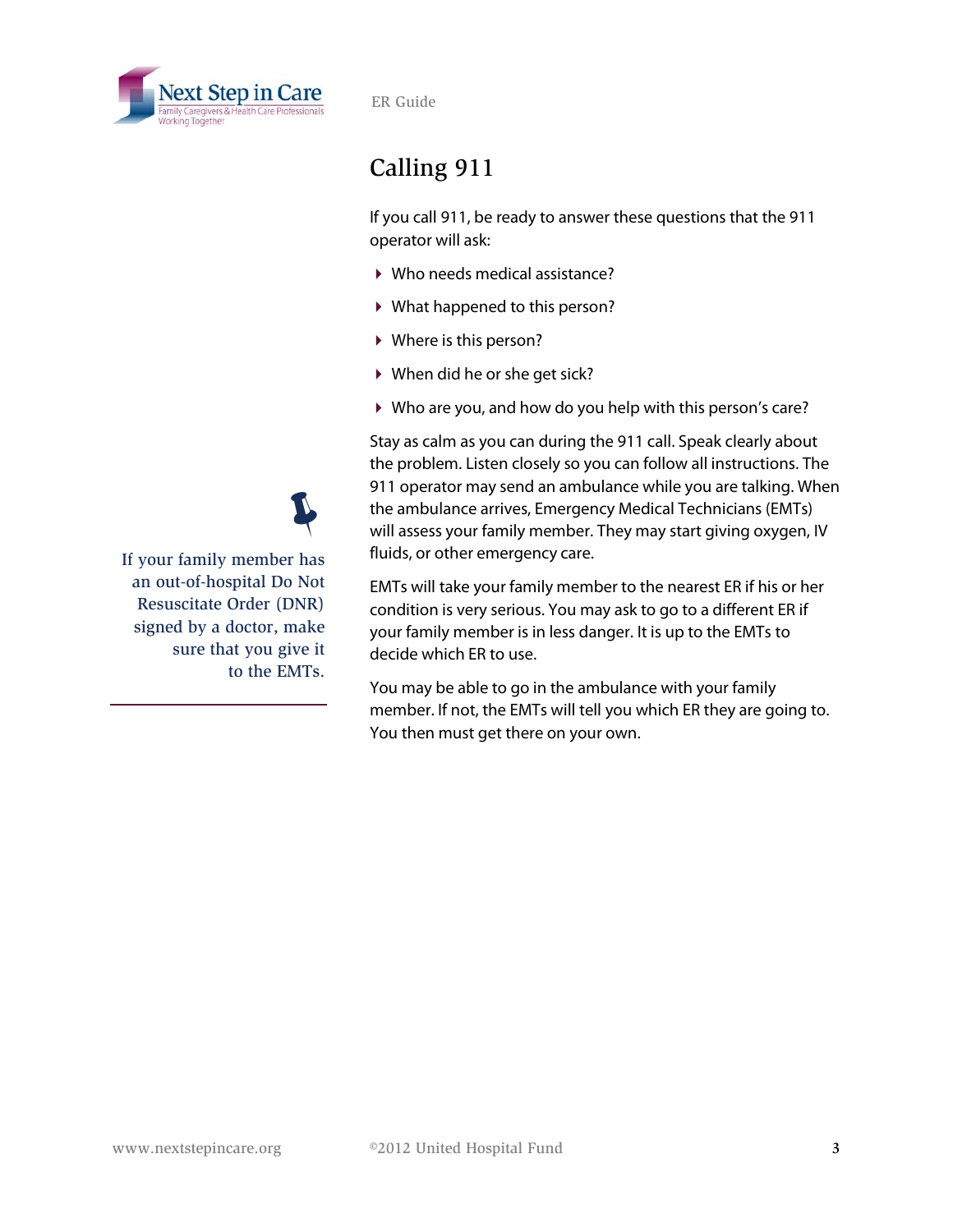## Calling 911

If you call 911, be ready to answer these questions that the 911 operator will ask:

- Who needs medical assistance?
- What happened to this person?
- Where is this person?
- When did he or she get sick?
- Who are you, and how do you help with this person's care?

Stay as calm as you can during the 911 call. Speak clearly about the problem. Listen closely so you can follow all instructions. The 911 operator may send an ambulance while you are talking. When the ambulance arrives, Emergency Medical Technicians (EMTs) will assess your family member. They may start giving oxygen, IV fluids, or other emergency care.

EMTs will take your family member to the nearest ER if his or her condition is very serious. You may ask to go to a different ER if your family member is in less danger. It is up to the EMTs to decide which ER to use.

You may be able to go in the ambulance with your family member. If not, the EMTs will tell you which ER they are going to. You then must get there on your own.

If your family member has an out-of-hospital Do Not Resuscitate Order (DNR) signed by a doctor, make sure that you give it to the EMTs.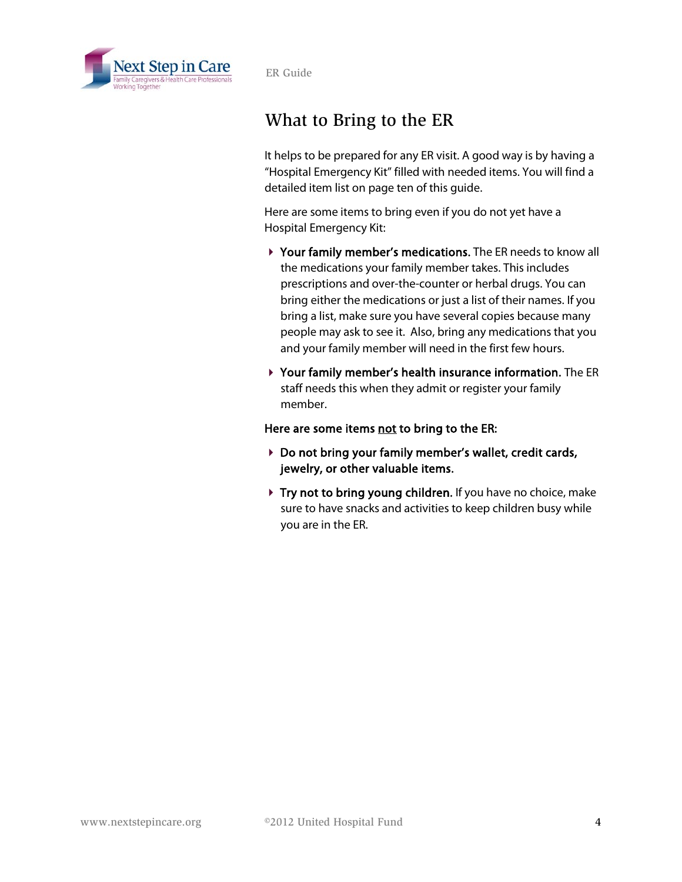# What to Bring to the ER

It helps to be prepared for any ER visit. A good way is by having a "Hospital Emergency Kit" filled with needed items. You will find a detailed item list on page ten of this guide.

Here are some items to bring even if you do not yet have a Hospital Emergency Kit:

- **Your family member's medications.** The ER needs to know all the medications your family member takes. This includes prescriptions and over-the-counter or herbal drugs. You can bring either the medications or just a list of their names. If you bring a list, make sure you have several copies because many people may ask to see it. Also, bring any medications that you and your family member will need in the first few hours.
- **Your family member's health insurance information.** The ER staff needs this when they admit or register your family member.

**Here are some items <u>not</u> to bring to the ER:**

- **Do not bring your family member's wallet, credit cards, jewelry, or other valuable items.**
- **Try not to bring young children.** If you have no choice, make sure to have snacks and activities to keep children busy while you are in the ER.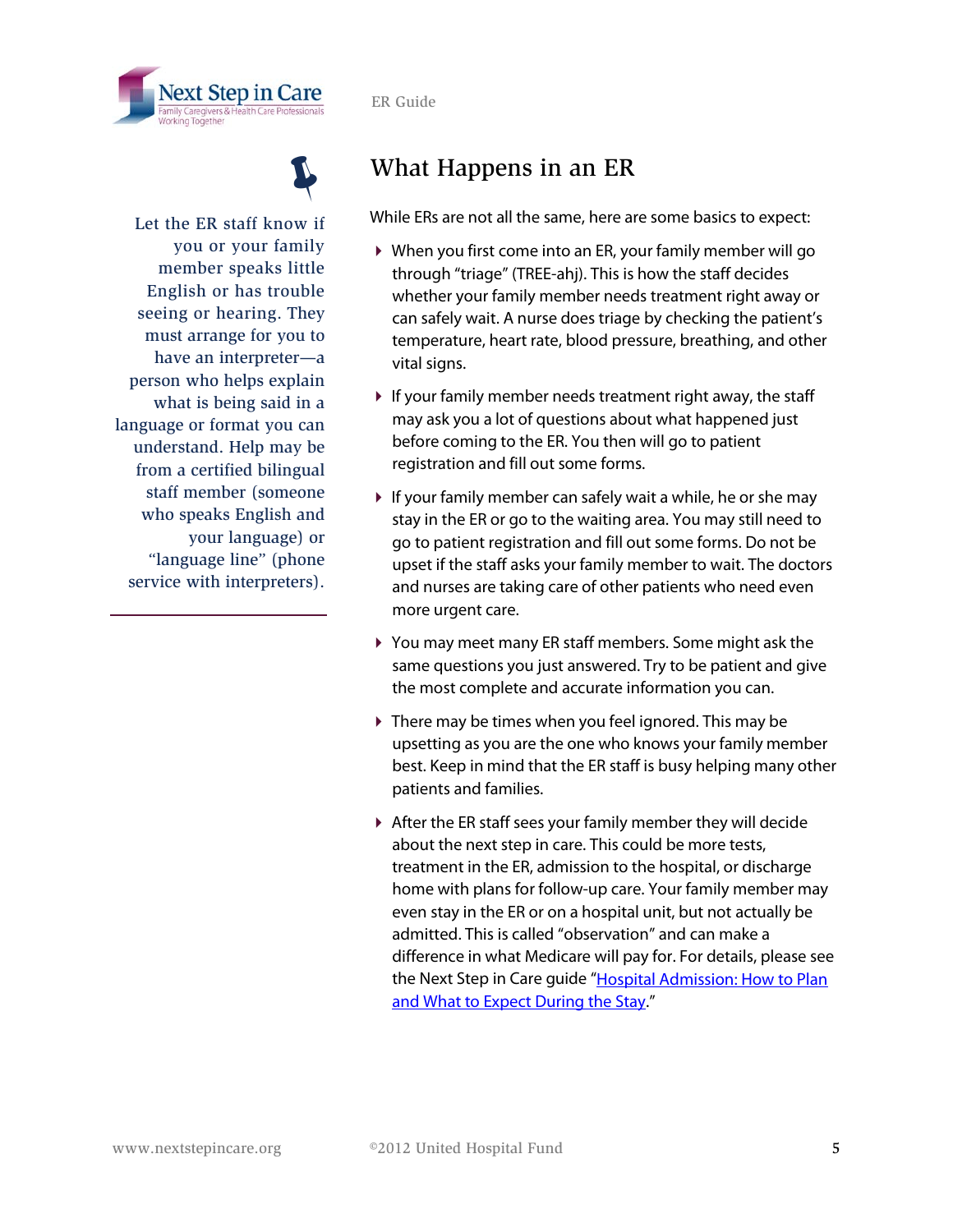## What Happens in an ER

Let the ER staff know if you or your family member speaks little English or has trouble seeing or hearing. They must arrange for you to have an interpreter—a person who helps explain what is being said in a language or format you can understand. Help may be from a certified bilingual staff member (someone who speaks English and your language) or "language line" (phone service with interpreters).

While ERs are not all the same, here are some basics to expect:

- When you first come into an ER, your family member will go through "triage" (TREE-ahj). This is how the staff decides whether your family member needs treatment right away or can safely wait. A nurse does triage by checking the patient's temperature, heart rate, blood pressure, breathing, and other vital signs.
- If your family member needs treatment right away, the staff may ask you a lot of questions about what happened just before coming to the ER. You then will go to patient registration and fill out some forms.
- If your family member can safely wait a while, he or she may stay in the ER or go to the waiting area. You may still need to go to patient registration and fill out some forms. Do not be upset if the staff asks your family member to wait. The doctors and nurses are taking care of other patients who need even more urgent care.
- You may meet many ER staff members. Some might ask the same questions you just answered. Try to be patient and give the most complete and accurate information you can.
- There may be times when you feel ignored. This may be upsetting as you are the one who knows your family member best. Keep in mind that the ER staff is busy helping many other patients and families.
- After the ER staff sees your family member they will decide about the next step in care. This could be more tests, treatment in the ER, admission to the hospital, or discharge home with plans for follow-up care. Your family member may even stay in the ER or on a hospital unit, but not actually be admitted. This is called "observation" and can make a difference in what Medicare will pay for. For details, please see the Next Step in Care guide "Hospital Admission: How to Plan and What to Expect During the Stay."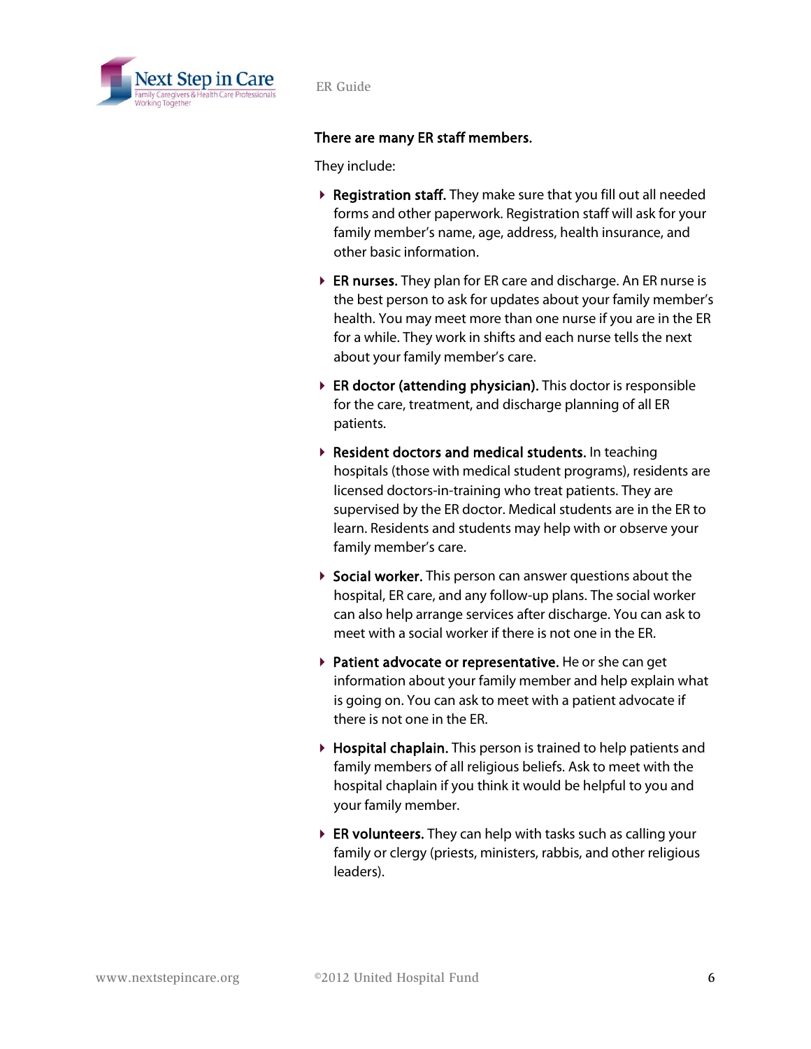**There are many ER staff members.**

They include:

- **Registration staff.** They make sure that you fill out all needed forms and other paperwork. Registration staff will ask for your family member's name, age, address, health insurance, and other basic information.
- **ER nurses.** They plan for ER care and discharge. An ER nurse is the best person to ask for updates about your family member's health. You may meet more than one nurse if you are in the ER for a while. They work in shifts and each nurse tells the next about your family member's care.
- **ER doctor (attending physician).** This doctor is responsible for the care, treatment, and discharge planning of all ER patients.
- **Resident doctors and medical students.** In teaching hospitals (those with medical student programs), residents are licensed doctors-in-training who treat patients. They are supervised by the ER doctor. Medical students are in the ER to learn. Residents and students may help with or observe your family member's care.
- **Social worker.** This person can answer questions about the hospital, ER care, and any follow-up plans. The social worker can also help arrange services after discharge. You can ask to meet with a social worker if there is not one in the ER.
- **Patient advocate or representative.** He or she can get information about your family member and help explain what is going on. You can ask to meet with a patient advocate if there is not one in the ER.
- **Hospital chaplain.** This person is trained to help patients and family members of all religious beliefs. Ask to meet with the hospital chaplain if you think it would be helpful to you and your family member.
- **ER volunteers.** They can help with tasks such as calling your family or clergy (priests, ministers, rabbis, and other religious leaders).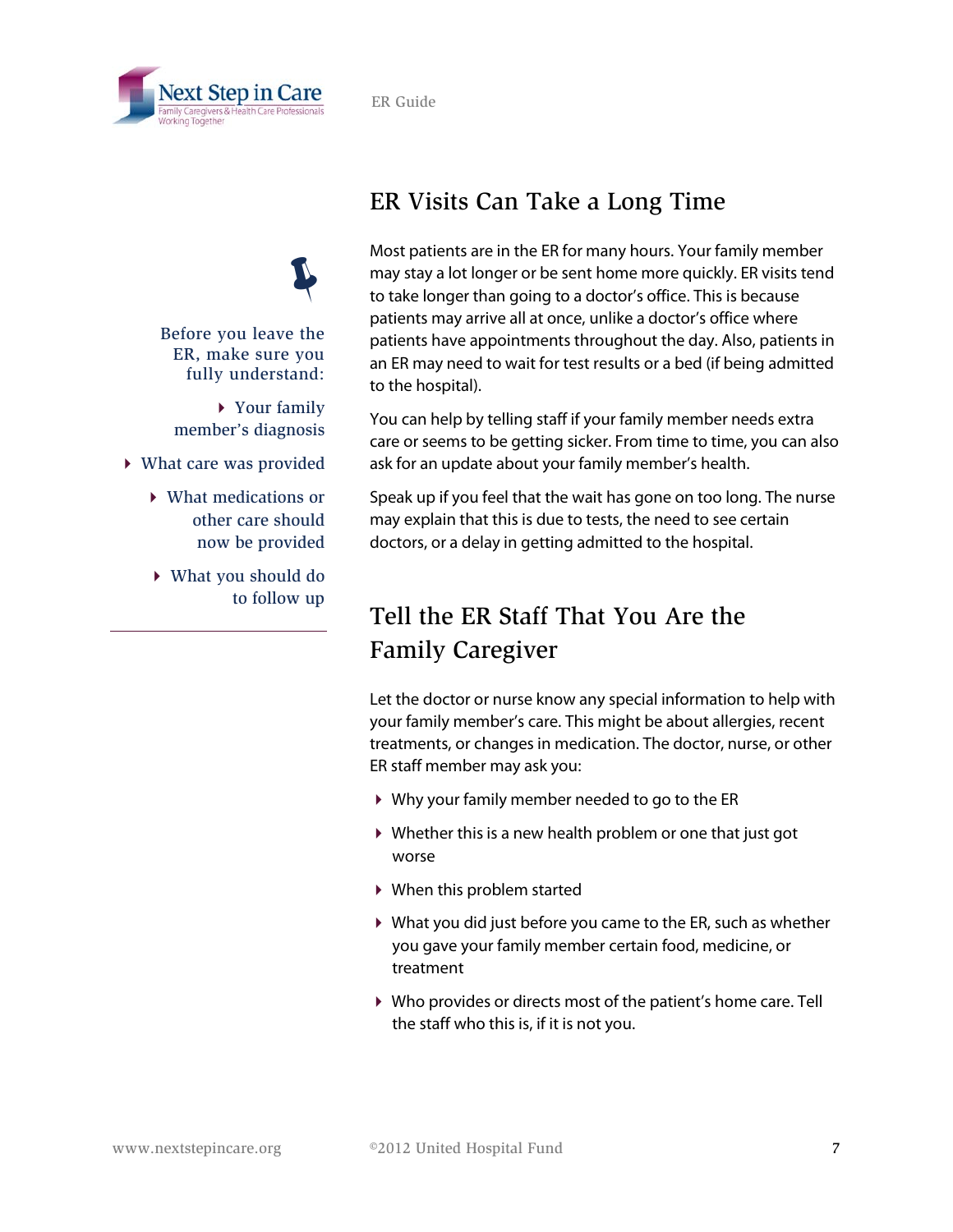## ER Visits Can Take a Long Time

Most patients are in the ER for many hours. Your family member may stay a lot longer or be sent home more quickly. ER visits tend to take longer than going to a doctor's office. This is because patients may arrive all at once, unlike a doctor's office where patients have appointments throughout the day. Also, patients in an ER may need to wait for test results or a bed (if being admitted to the hospital).

You can help by telling staff if your family member needs extra care or seems to be getting sicker. From time to time, you can also ask for an update about your family member's health.

Speak up if you feel that the wait has gone on too long. The nurse may explain that this is due to tests, the need to see certain doctors, or a delay in getting admitted to the hospital.

Before you leave the ER, make sure you fully understand:

- Your family member's diagnosis
- What care was provided
- What medications or other care should now be provided
- What you should do to follow up

## Tell the ER Staff That You Are the Family Caregiver

Let the doctor or nurse know any special information to help with your family member's care. This might be about allergies, recent treatments, or changes in medication. The doctor, nurse, or other ER staff member may ask you:

- Why your family member needed to go to the ER
- Whether this is a new health problem or one that just got worse
- When this problem started
- What you did just before you came to the ER, such as whether you gave your family member certain food, medicine, or treatment
- Who provides or directs most of the patient's home care. Tell the staff who this is, if it is not you.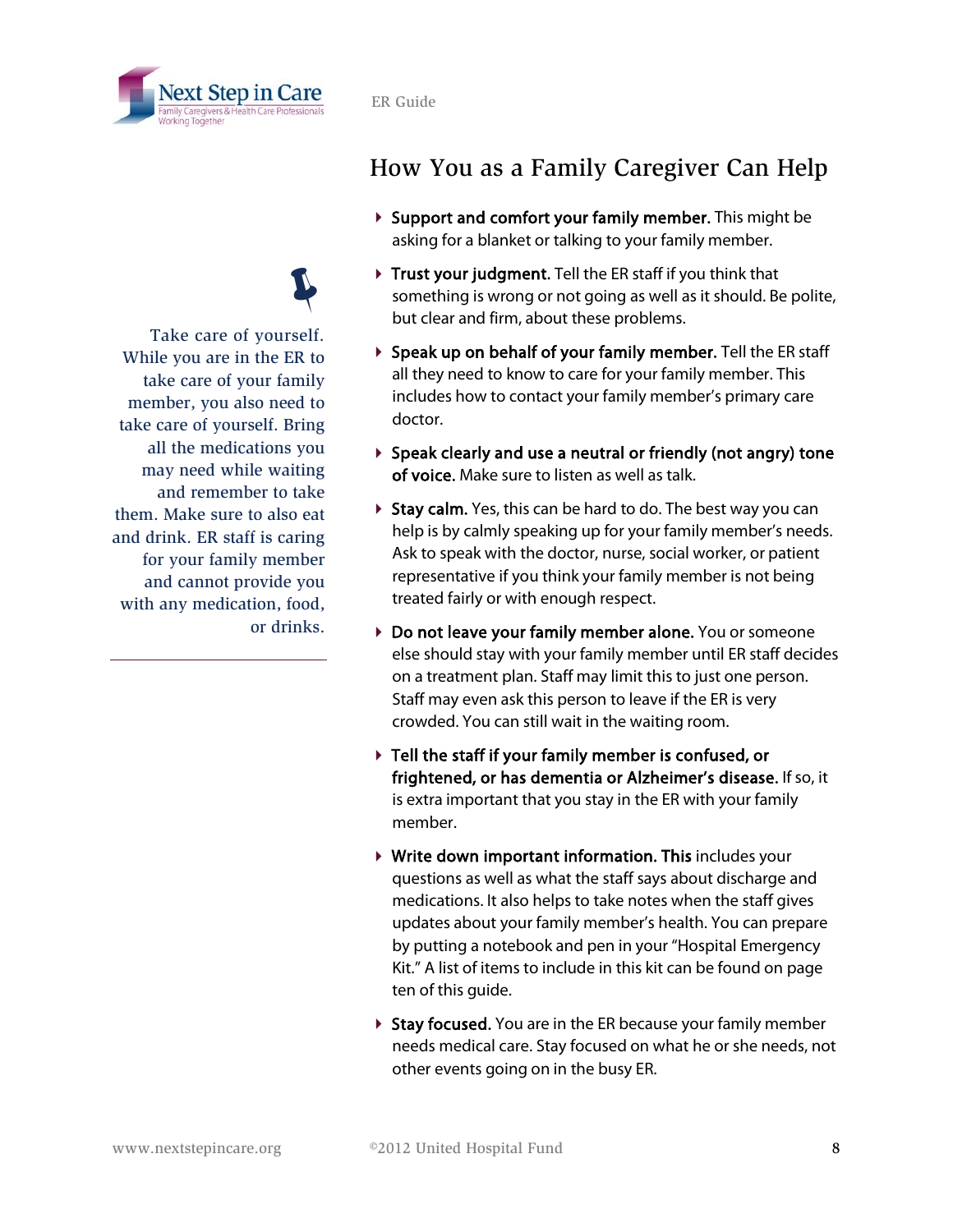## How You as a Family Caregiver Can Help

- **Support and comfort your family member.** This might be asking for a blanket or talking to your family member.
- **Trust your judgment.** Tell the ER staff if you think that something is wrong or not going as well as it should. Be polite, but clear and firm, about these problems.
- **Speak up on behalf of your family member.** Tell the ER staff all they need to know to care for your family member. This includes how to contact your family member's primary care doctor.
- **Speak clearly and use a neutral or friendly (not angry) tone of voice.** Make sure to listen as well as talk.
- **Stay calm.** Yes, this can be hard to do. The best way you can help is by calmly speaking up for your family member's needs. Ask to speak with the doctor, nurse, social worker, or patient representative if you think your family member is not being treated fairly or with enough respect.
- **Do not leave your family member alone.** You or someone else should stay with your family member until ER staff decides on a treatment plan. Staff may limit this to just one person. Staff may even ask this person to leave if the ER is very crowded. You can still wait in the waiting room.
- **Tell the staff if your family member is confused, or frightened, or has dementia or Alzheimer's disease.** If so, it is extra important that you stay in the ER with your family member.
- **Write down important information. This** includes your questions as well as what the staff says about discharge and medications. It also helps to take notes when the staff gives updates about your family member's health. You can prepare by putting a notebook and pen in your "Hospital Emergency Kit." A list of items to include in this kit can be found on page ten of this guide.
- **Stay focused.** You are in the ER because your family member needs medical care. Stay focused on what he or she needs, not other events going on in the busy ER.

Take care of yourself. While you are in the ER to take care of your family member, you also need to take care of yourself. Bring all the medications you may need while waiting and remember to take them. Make sure to also eat and drink. ER staff is caring for your family member and cannot provide you with any medication, food, or drinks.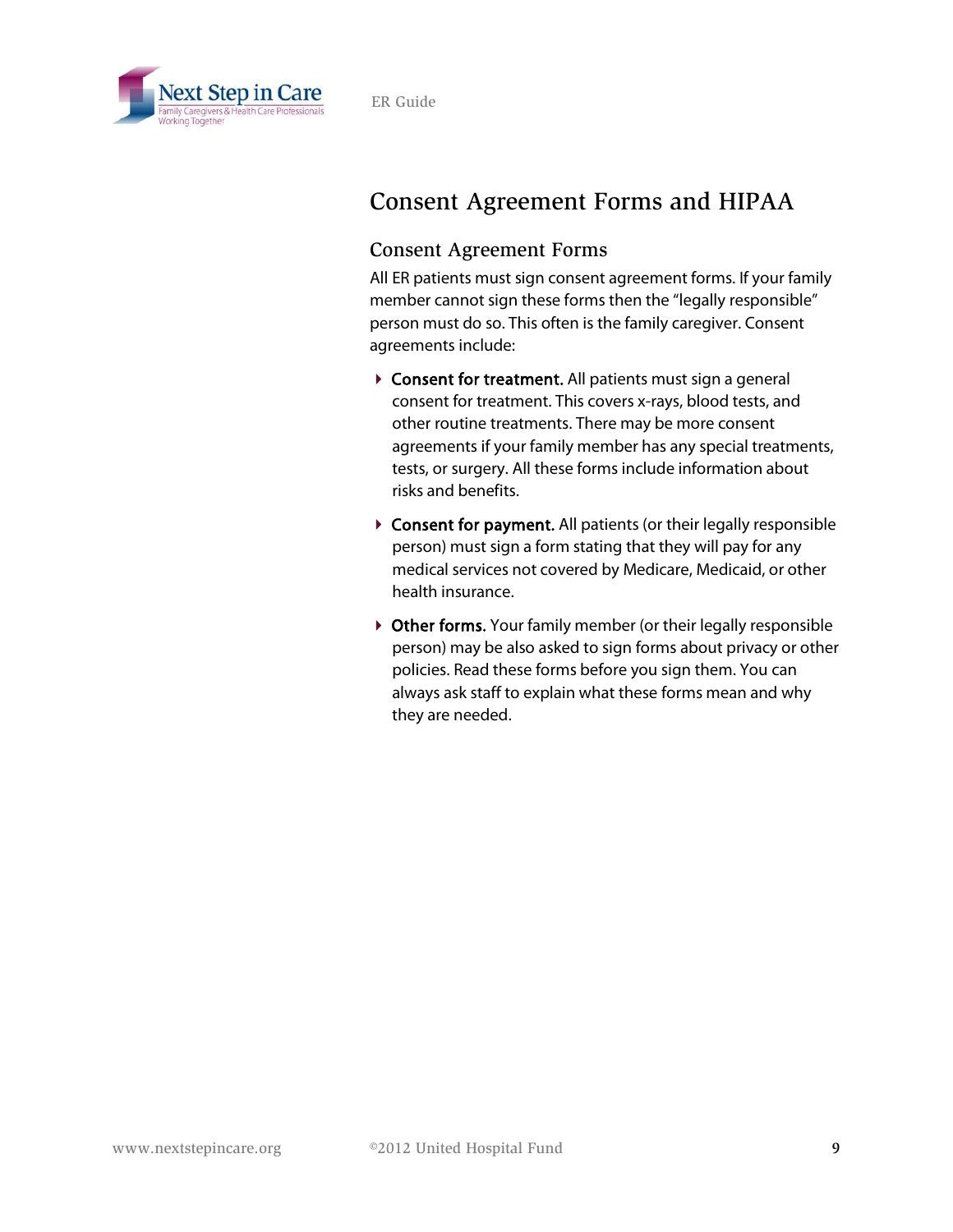# Consent Agreement Forms and HIPAA

## Consent Agreement Forms

All ER patients must sign consent agreement forms. If your family member cannot sign these forms then the "legally responsible" person must do so. This often is the family caregiver. Consent agreements include:

- **Consent for treatment.** All patients must sign a general consent for treatment. This covers x-rays, blood tests, and other routine treatments. There may be more consent agreements if your family member has any special treatments, tests, or surgery. All these forms include information about risks and benefits.
- **Consent for payment.** All patients (or their legally responsible person) must sign a form stating that they will pay for any medical services not covered by Medicare, Medicaid, or other health insurance.
- **Other forms.** Your family member (or their legally responsible person) may be also asked to sign forms about privacy or other policies. Read these forms before you sign them. You can always ask staff to explain what these forms mean and why they are needed.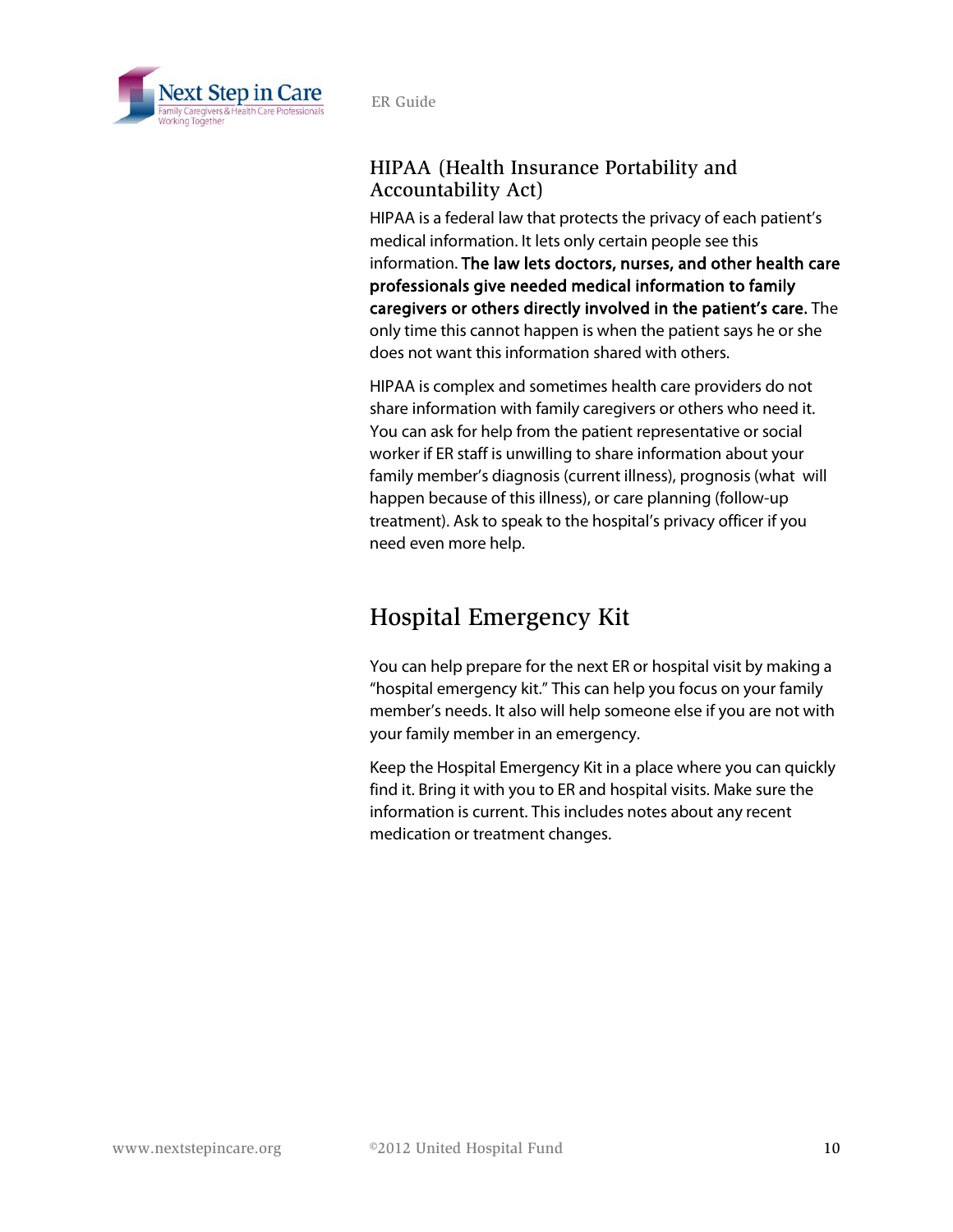## HIPAA (Health Insurance Portability and Accountability Act)

HIPAA is a federal law that protects the privacy of each patient's medical information. It lets only certain people see this information. **The law lets doctors, nurses, and other health care professionals give needed medical information to family caregivers or others directly involved in the patient's care.** The only time this cannot happen is when the patient says he or she does not want this information shared with others.

HIPAA is complex and sometimes health care providers do not share information with family caregivers or others who need it. You can ask for help from the patient representative or social worker if ER staff is unwilling to share information about your family member's diagnosis (current illness), prognosis (what will happen because of this illness), or care planning (follow-up treatment). Ask to speak to the hospital's privacy officer if you need even more help.

# Hospital Emergency Kit

You can help prepare for the next ER or hospital visit by making a "hospital emergency kit." This can help you focus on your family member's needs. It also will help someone else if you are not with your family member in an emergency.

Keep the Hospital Emergency Kit in a place where you can quickly find it. Bring it with you to ER and hospital visits. Make sure the information is current. This includes notes about any recent medication or treatment changes.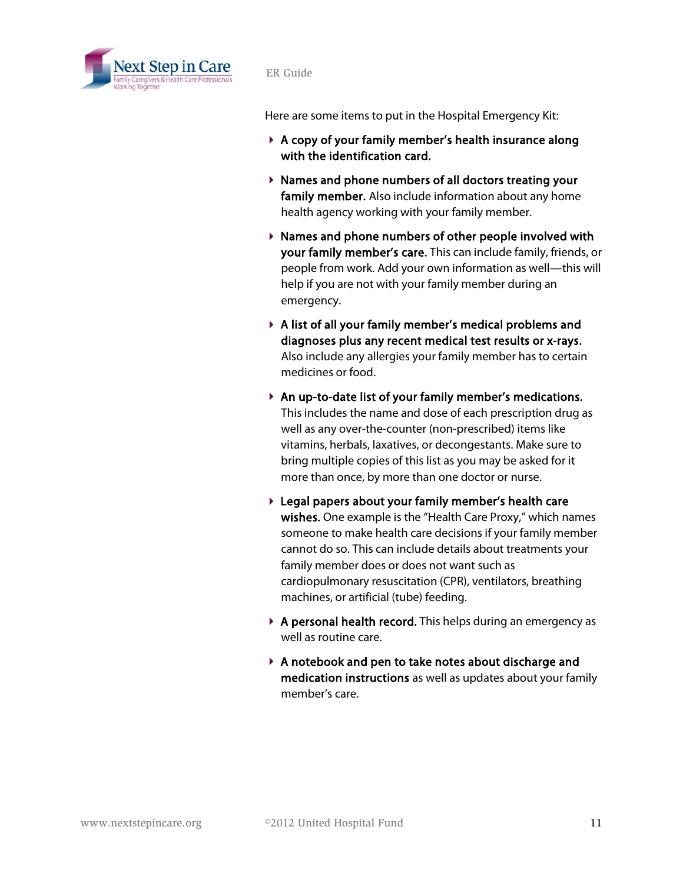Here are some items to put in the Hospital Emergency Kit:

- **A copy of your family member's health insurance along with the identification card.**
- **Names and phone numbers of all doctors treating your family member.** Also include information about any home health agency working with your family member.
- **Names and phone numbers of other people involved with your family member's care.** This can include family, friends, or people from work. Add your own information as well—this will help if you are not with your family member during an emergency.
- **A list of all your family member's medical problems and diagnoses plus any recent medical test results or x-rays.** Also include any allergies your family member has to certain medicines or food.
- **An up-to-date list of your family member's medications.** This includes the name and dose of each prescription drug as well as any over-the-counter (non-prescribed) items like vitamins, herbals, laxatives, or decongestants. Make sure to bring multiple copies of this list as you may be asked for it more than once, by more than one doctor or nurse.
- **Legal papers about your family member's health care wishes.** One example is the "Health Care Proxy," which names someone to make health care decisions if your family member cannot do so. This can include details about treatments your family member does or does not want such as cardiopulmonary resuscitation (CPR), ventilators, breathing machines, or artificial (tube) feeding.
- **A personal health record.** This helps during an emergency as well as routine care.
- **A notebook and pen to take notes about discharge and medication instructions** as well as updates about your family member's care.